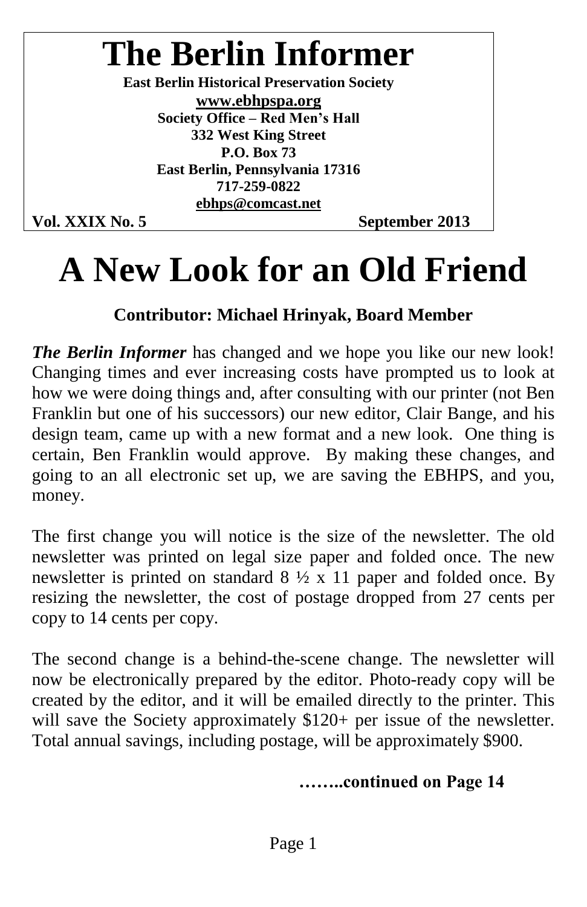# The Berlin Informer

**East Berlin Historical Preservation Society**
**www.ebhpspa.org**
**Society Office – Red Men's Hall**
**332 West King Street**
**P.O. Box 73**
**East Berlin, Pennsylvania 17316**
**717-259-0822**
**ebhps@comcast.net**

**Vol. XXIX No. 5** **September 2013**

# A New Look for an Old Friend

**Contributor: Michael Hrinyak, Board Member**

***The Berlin Informer*** has changed and we hope you like our new look! Changing times and ever increasing costs have prompted us to look at how we were doing things and, after consulting with our printer (not Ben Franklin but one of his successors) our new editor, Clair Bange, and his design team, came up with a new format and a new look. One thing is certain, Ben Franklin would approve. By making these changes, and going to an all electronic set up, we are saving the EBHPS, and you, money.

The first change you will notice is the size of the newsletter. The old newsletter was printed on legal size paper and folded once. The new newsletter is printed on standard 8 ½ x 11 paper and folded once. By resizing the newsletter, the cost of postage dropped from 27 cents per copy to 14 cents per copy.

The second change is a behind-the-scene change. The newsletter will now be electronically prepared by the editor. Photo-ready copy will be created by the editor, and it will be emailed directly to the printer. This will save the Society approximately $120+ per issue of the newsletter. Total annual savings, including postage, will be approximately $900.

**……..continued on Page 14**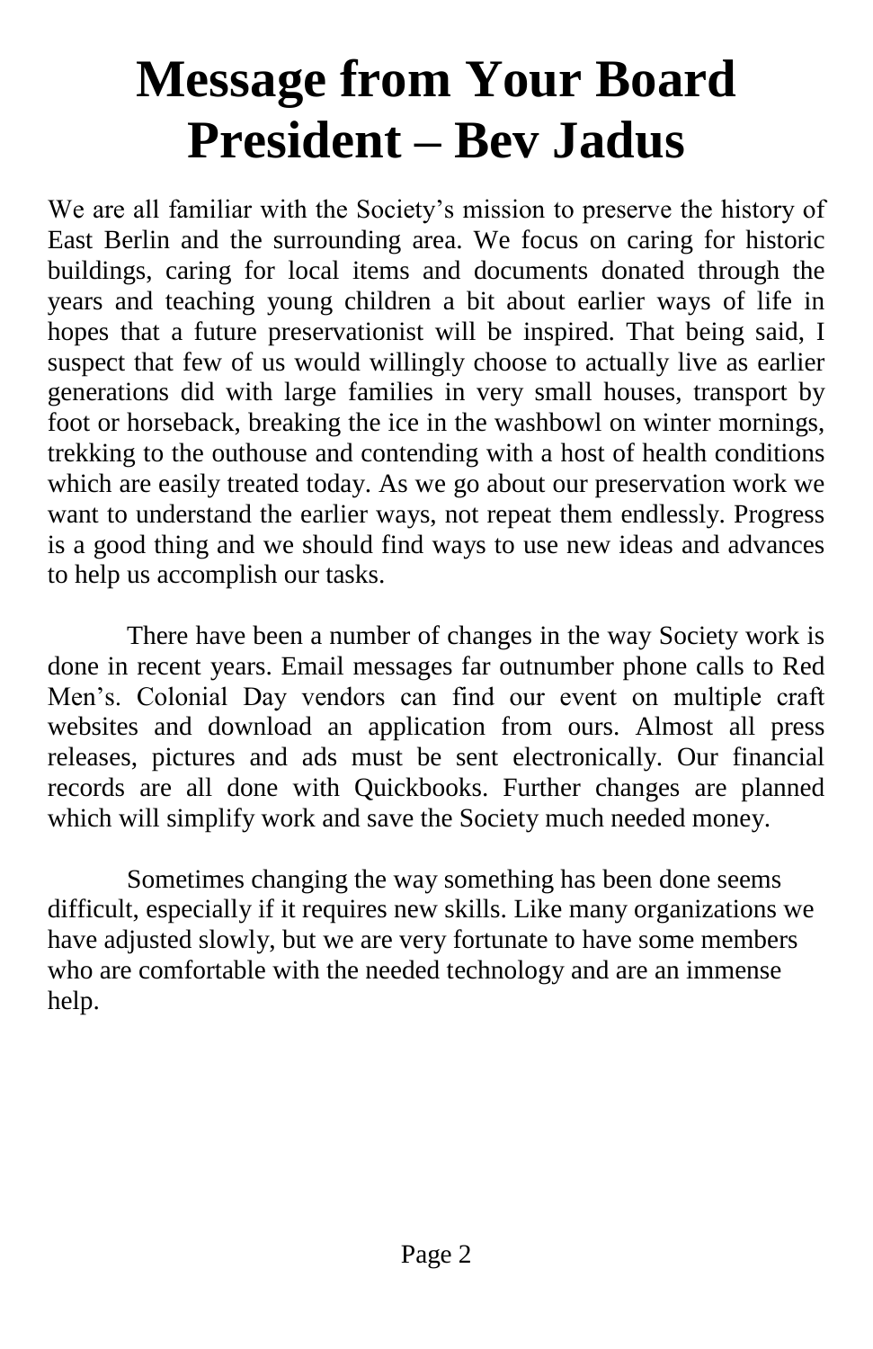# Message from Your Board President – Bev Jadus

We are all familiar with the Society's mission to preserve the history of East Berlin and the surrounding area. We focus on caring for historic buildings, caring for local items and documents donated through the years and teaching young children a bit about earlier ways of life in hopes that a future preservationist will be inspired. That being said, I suspect that few of us would willingly choose to actually live as earlier generations did with large families in very small houses, transport by foot or horseback, breaking the ice in the washbowl on winter mornings, trekking to the outhouse and contending with a host of health conditions which are easily treated today. As we go about our preservation work we want to understand the earlier ways, not repeat them endlessly. Progress is a good thing and we should find ways to use new ideas and advances to help us accomplish our tasks.

There have been a number of changes in the way Society work is done in recent years. Email messages far outnumber phone calls to Red Men's. Colonial Day vendors can find our event on multiple craft websites and download an application from ours. Almost all press releases, pictures and ads must be sent electronically. Our financial records are all done with Quickbooks. Further changes are planned which will simplify work and save the Society much needed money.

Sometimes changing the way something has been done seems difficult, especially if it requires new skills. Like many organizations we have adjusted slowly, but we are very fortunate to have some members who are comfortable with the needed technology and are an immense help.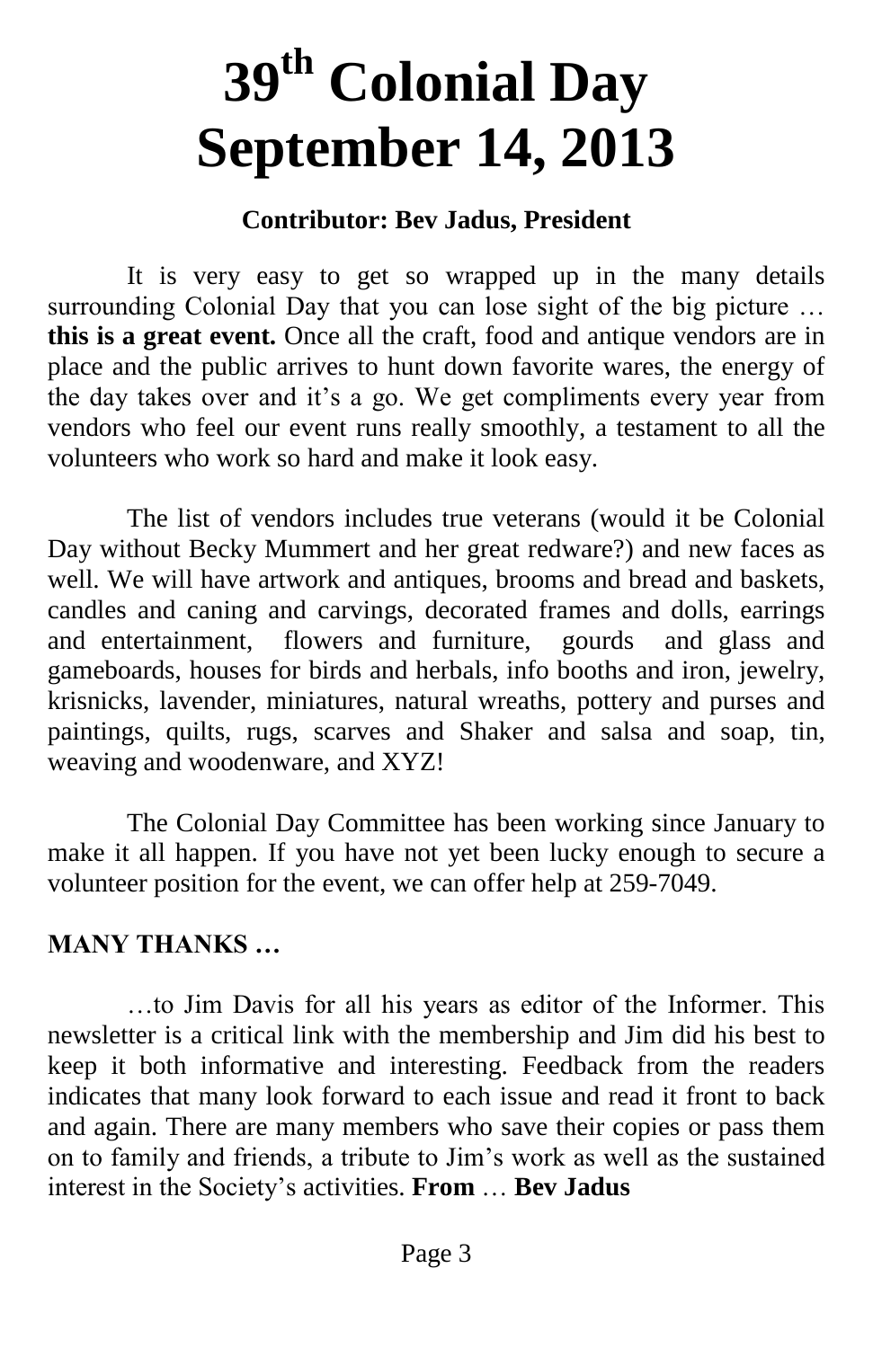# 39th Colonial Day
# September 14, 2013

**Contributor: Bev Jadus, President**

It is very easy to get so wrapped up in the many details surrounding Colonial Day that you can lose sight of the big picture … **this is a great event.** Once all the craft, food and antique vendors are in place and the public arrives to hunt down favorite wares, the energy of the day takes over and it's a go. We get compliments every year from vendors who feel our event runs really smoothly, a testament to all the volunteers who work so hard and make it look easy.

The list of vendors includes true veterans (would it be Colonial Day without Becky Mummert and her great redware?) and new faces as well. We will have artwork and antiques, brooms and bread and baskets, candles and caning and carvings, decorated frames and dolls, earrings and entertainment, flowers and furniture, gourds and glass and gameboards, houses for birds and herbals, info booths and iron, jewelry, krisnicks, lavender, miniatures, natural wreaths, pottery and purses and paintings, quilts, rugs, scarves and Shaker and salsa and soap, tin, weaving and woodenware, and XYZ!

The Colonial Day Committee has been working since January to make it all happen. If you have not yet been lucky enough to secure a volunteer position for the event, we can offer help at 259-7049.

**MANY THANKS …**

…to Jim Davis for all his years as editor of the Informer. This newsletter is a critical link with the membership and Jim did his best to keep it both informative and interesting. Feedback from the readers indicates that many look forward to each issue and read it front to back and again. There are many members who save their copies or pass them on to family and friends, a tribute to Jim's work as well as the sustained interest in the Society's activities. **From** … **Bev Jadus**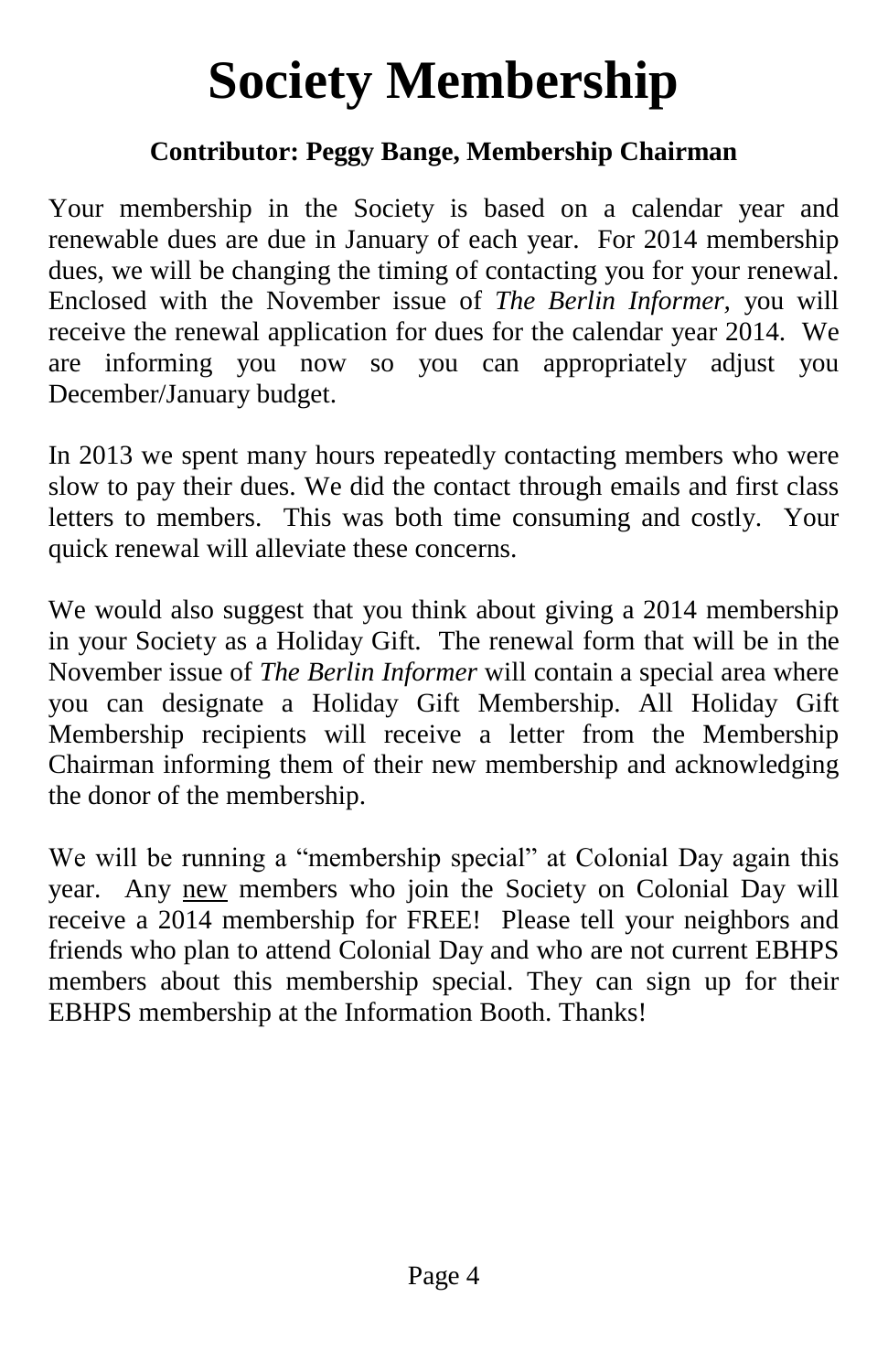# Society Membership

**Contributor: Peggy Bange, Membership Chairman**

Your membership in the Society is based on a calendar year and renewable dues are due in January of each year. For 2014 membership dues, we will be changing the timing of contacting you for your renewal. Enclosed with the November issue of *The Berlin Informer*, you will receive the renewal application for dues for the calendar year 2014. We are informing you now so you can appropriately adjust you December/January budget.

In 2013 we spent many hours repeatedly contacting members who were slow to pay their dues. We did the contact through emails and first class letters to members. This was both time consuming and costly. Your quick renewal will alleviate these concerns.

We would also suggest that you think about giving a 2014 membership in your Society as a Holiday Gift. The renewal form that will be in the November issue of *The Berlin Informer* will contain a special area where you can designate a Holiday Gift Membership. All Holiday Gift Membership recipients will receive a letter from the Membership Chairman informing them of their new membership and acknowledging the donor of the membership.

We will be running a "membership special" at Colonial Day again this year. Any <u>new</u> members who join the Society on Colonial Day will receive a 2014 membership for FREE! Please tell your neighbors and friends who plan to attend Colonial Day and who are not current EBHPS members about this membership special. They can sign up for their EBHPS membership at the Information Booth. Thanks!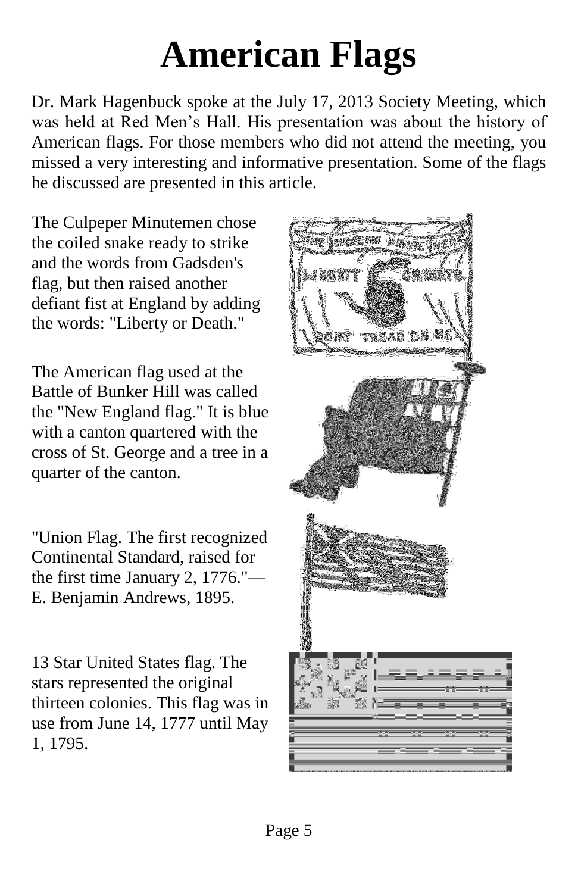# American Flags

Dr. Mark Hagenbuck spoke at the July 17, 2013 Society Meeting, which was held at Red Men's Hall. His presentation was about the history of American flags. For those members who did not attend the meeting, you missed a very interesting and informative presentation. Some of the flags he discussed are presented in this article.

The Culpeper Minutemen chose the coiled snake ready to strike and the words from Gadsden's flag, but then raised another defiant fist at England by adding the words: "Liberty or Death."

The American flag used at the Battle of Bunker Hill was called the "New England flag." It is blue with a canton quartered with the cross of St. George and a tree in a quarter of the canton.

"Union Flag. The first recognized Continental Standard, raised for the first time January 2, 1776."— E. Benjamin Andrews, 1895.

13 Star United States flag. The stars represented the original thirteen colonies. This flag was in use from June 14, 1777 until May 1, 1795.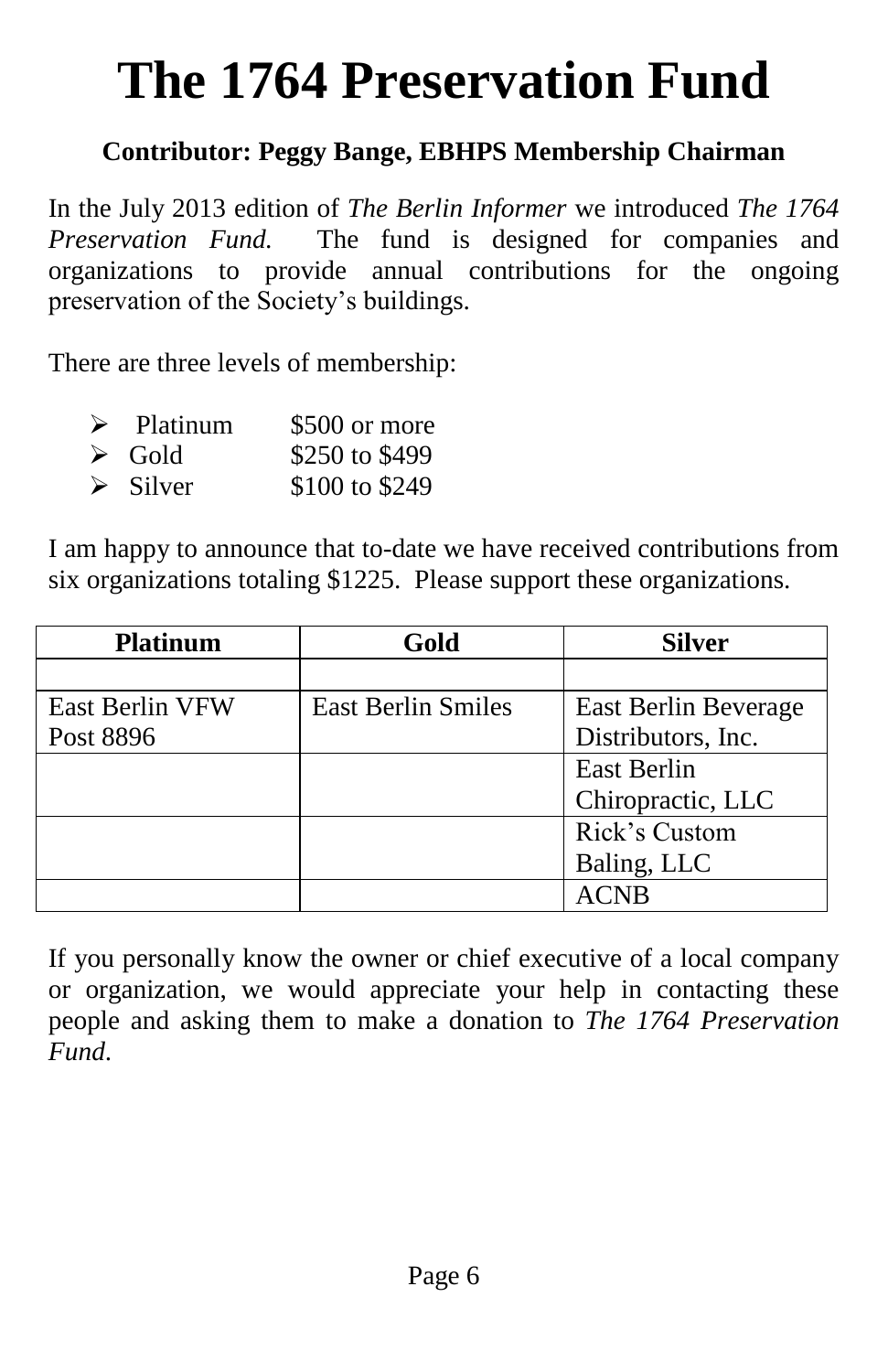# The 1764 Preservation Fund

**Contributor: Peggy Bange, EBHPS Membership Chairman**

In the July 2013 edition of *The Berlin Informer* we introduced *The 1764 Preservation Fund.* The fund is designed for companies and organizations to provide annual contributions for the ongoing preservation of the Society's buildings.

There are three levels of membership:

- Platinum $500 or more
- Gold $250 to $499
- Silver $100 to $249

I am happy to announce that to-date we have received contributions from six organizations totaling $1225. Please support these organizations.

| Platinum | Gold | Silver |
|---|---|---|
| | | |
| East Berlin VFW Post 8896 | East Berlin Smiles | East Berlin Beverage Distributors, Inc. |
| | | East Berlin Chiropractic, LLC |
| | | Rick's Custom Baling, LLC |
| | | ACNB |

If you personally know the owner or chief executive of a local company or organization, we would appreciate your help in contacting these people and asking them to make a donation to *The 1764 Preservation Fund*.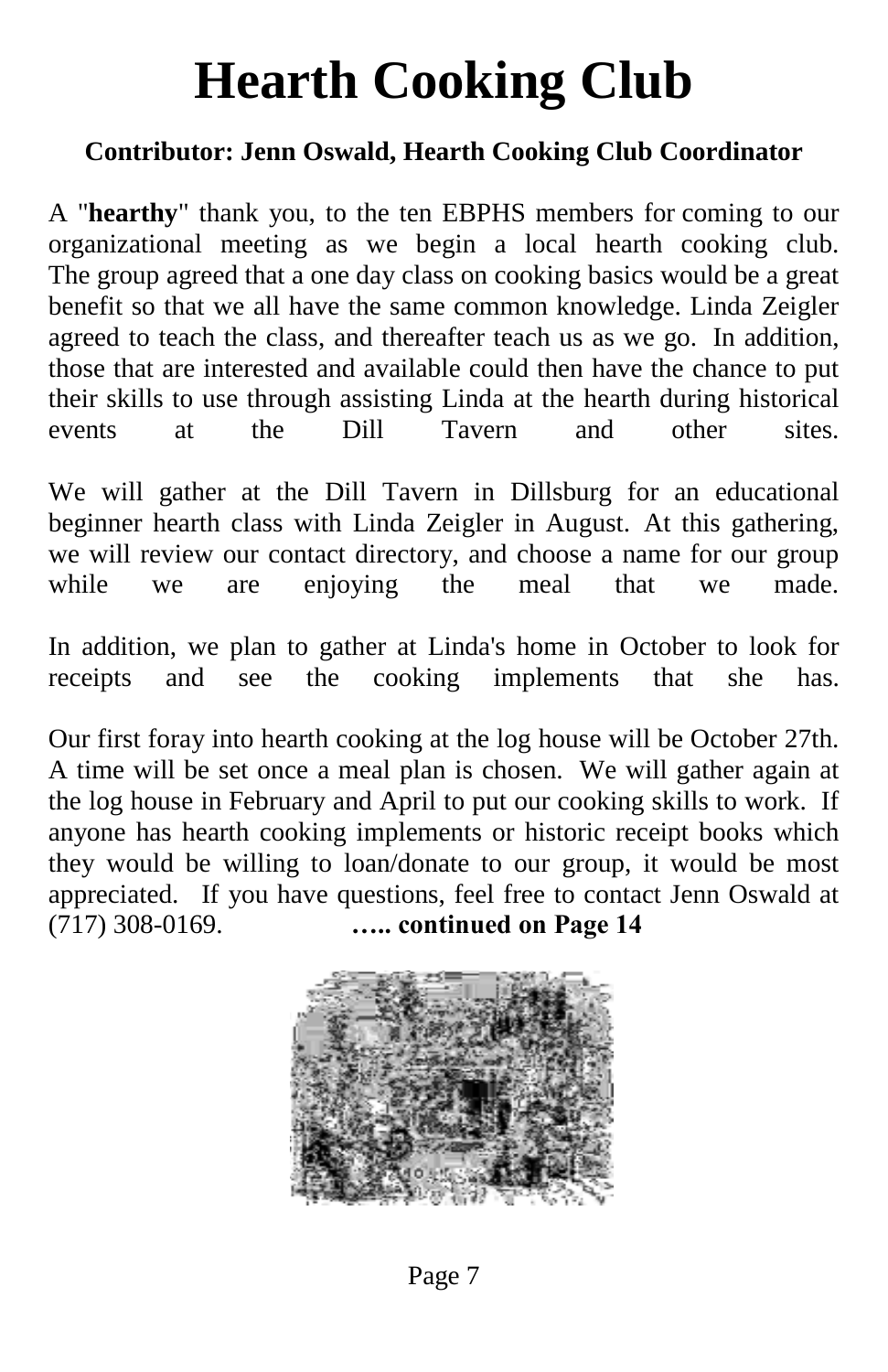# Hearth Cooking Club

**Contributor: Jenn Oswald, Hearth Cooking Club Coordinator**

A "**hearthy**" thank you, to the ten EBPHS members for coming to our organizational meeting as we begin a local hearth cooking club. The group agreed that a one day class on cooking basics would be a great benefit so that we all have the same common knowledge. Linda Zeigler agreed to teach the class, and thereafter teach us as we go. In addition, those that are interested and available could then have the chance to put their skills to use through assisting Linda at the hearth during historical events at the Dill Tavern and other sites.

We will gather at the Dill Tavern in Dillsburg for an educational beginner hearth class with Linda Zeigler in August. At this gathering, we will review our contact directory, and choose a name for our group while we are enjoying the meal that we made.

In addition, we plan to gather at Linda's home in October to look for receipts and see the cooking implements that she has.

Our first foray into hearth cooking at the log house will be October 27th. A time will be set once a meal plan is chosen. We will gather again at the log house in February and April to put our cooking skills to work. If anyone has hearth cooking implements or historic receipt books which they would be willing to loan/donate to our group, it would be most appreciated. If you have questions, feel free to contact Jenn Oswald at (717) 308-0169. **….. continued on Page 14**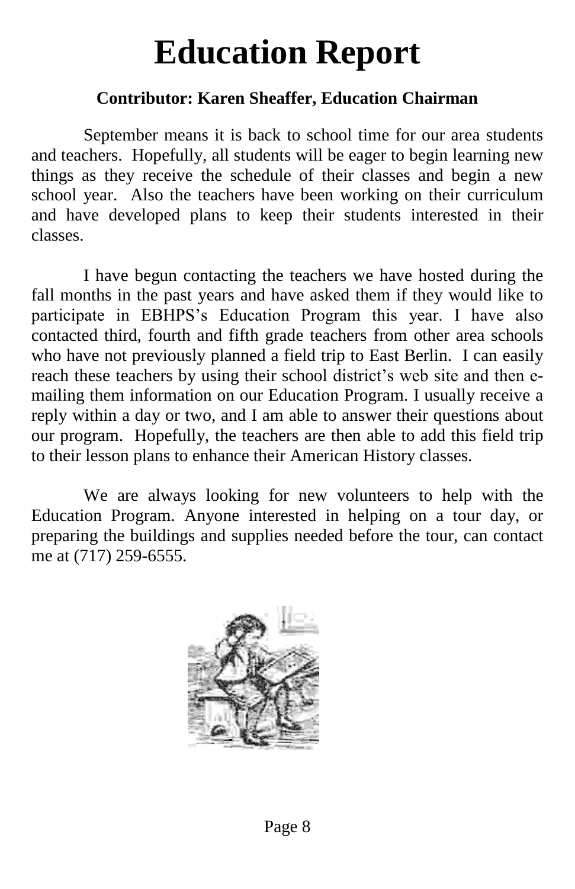# Education Report

**Contributor: Karen Sheaffer, Education Chairman**

September means it is back to school time for our area students and teachers. Hopefully, all students will be eager to begin learning new things as they receive the schedule of their classes and begin a new school year. Also the teachers have been working on their curriculum and have developed plans to keep their students interested in their classes.

I have begun contacting the teachers we have hosted during the fall months in the past years and have asked them if they would like to participate in EBHPS's Education Program this year. I have also contacted third, fourth and fifth grade teachers from other area schools who have not previously planned a field trip to East Berlin. I can easily reach these teachers by using their school district's web site and then e-mailing them information on our Education Program. I usually receive a reply within a day or two, and I am able to answer their questions about our program. Hopefully, the teachers are then able to add this field trip to their lesson plans to enhance their American History classes.

We are always looking for new volunteers to help with the Education Program. Anyone interested in helping on a tour day, or preparing the buildings and supplies needed before the tour, can contact me at (717) 259-6555.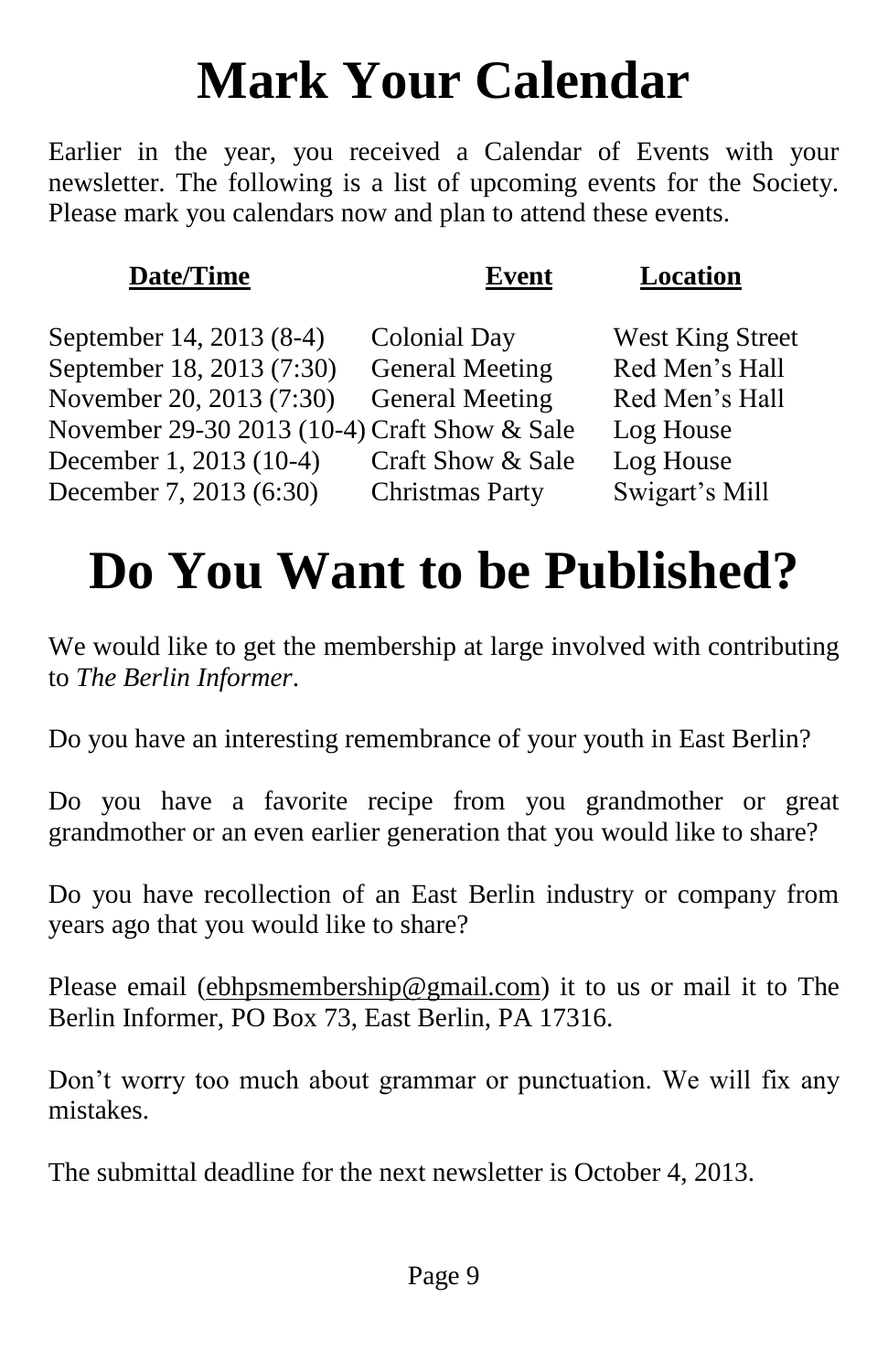# Mark Your Calendar

Earlier in the year, you received a Calendar of Events with your newsletter. The following is a list of upcoming events for the Society. Please mark you calendars now and plan to attend these events.

| Date/Time | Event | Location |
|---|---|---|
| September 14, 2013 (8-4) | Colonial Day | West King Street |
| September 18, 2013 (7:30) | General Meeting | Red Men's Hall |
| November 20, 2013 (7:30) | General Meeting | Red Men's Hall |
| November 29-30 2013 (10-4) | Craft Show & Sale | Log House |
| December 1, 2013 (10-4) | Craft Show & Sale | Log House |
| December 7, 2013 (6:30) | Christmas Party | Swigart's Mill |

# Do You Want to be Published?

We would like to get the membership at large involved with contributing to *The Berlin Informer*.

Do you have an interesting remembrance of your youth in East Berlin?

Do you have a favorite recipe from you grandmother or great grandmother or an even earlier generation that you would like to share?

Do you have recollection of an East Berlin industry or company from years ago that you would like to share?

Please email (ebhpsmembership@gmail.com) it to us or mail it to The Berlin Informer, PO Box 73, East Berlin, PA 17316.

Don't worry too much about grammar or punctuation. We will fix any mistakes.

The submittal deadline for the next newsletter is October 4, 2013.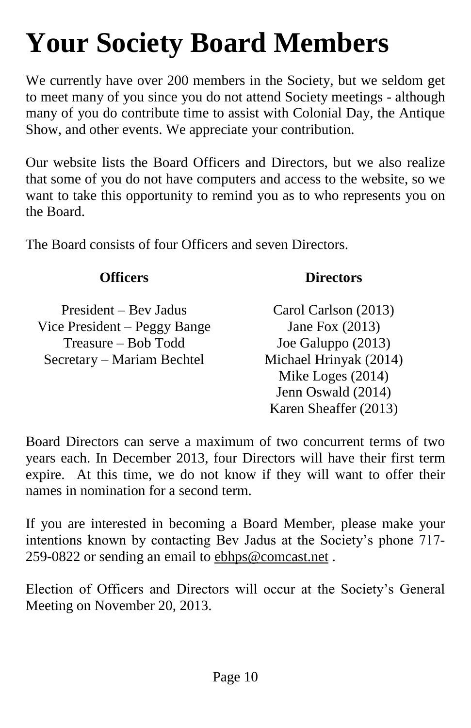# Your Society Board Members

We currently have over 200 members in the Society, but we seldom get to meet many of you since you do not attend Society meetings - although many of you do contribute time to assist with Colonial Day, the Antique Show, and other events. We appreciate your contribution.

Our website lists the Board Officers and Directors, but we also realize that some of you do not have computers and access to the website, so we want to take this opportunity to remind you as to who represents you on the Board.

The Board consists of four Officers and seven Directors.

**Officers**

President – Bev Jadus
Vice President – Peggy Bange
Treasure – Bob Todd
Secretary – Mariam Bechtel

**Directors**

Carol Carlson (2013)
Jane Fox (2013)
Joe Galuppo (2013)
Michael Hrinyak (2014)
Mike Loges (2014)
Jenn Oswald (2014)
Karen Sheaffer (2013)

Board Directors can serve a maximum of two concurrent terms of two years each. In December 2013, four Directors will have their first term expire. At this time, we do not know if they will want to offer their names in nomination for a second term.

If you are interested in becoming a Board Member, please make your intentions known by contacting Bev Jadus at the Society's phone 717-259-0822 or sending an email to ebhps@comcast.net .

Election of Officers and Directors will occur at the Society's General Meeting on November 20, 2013.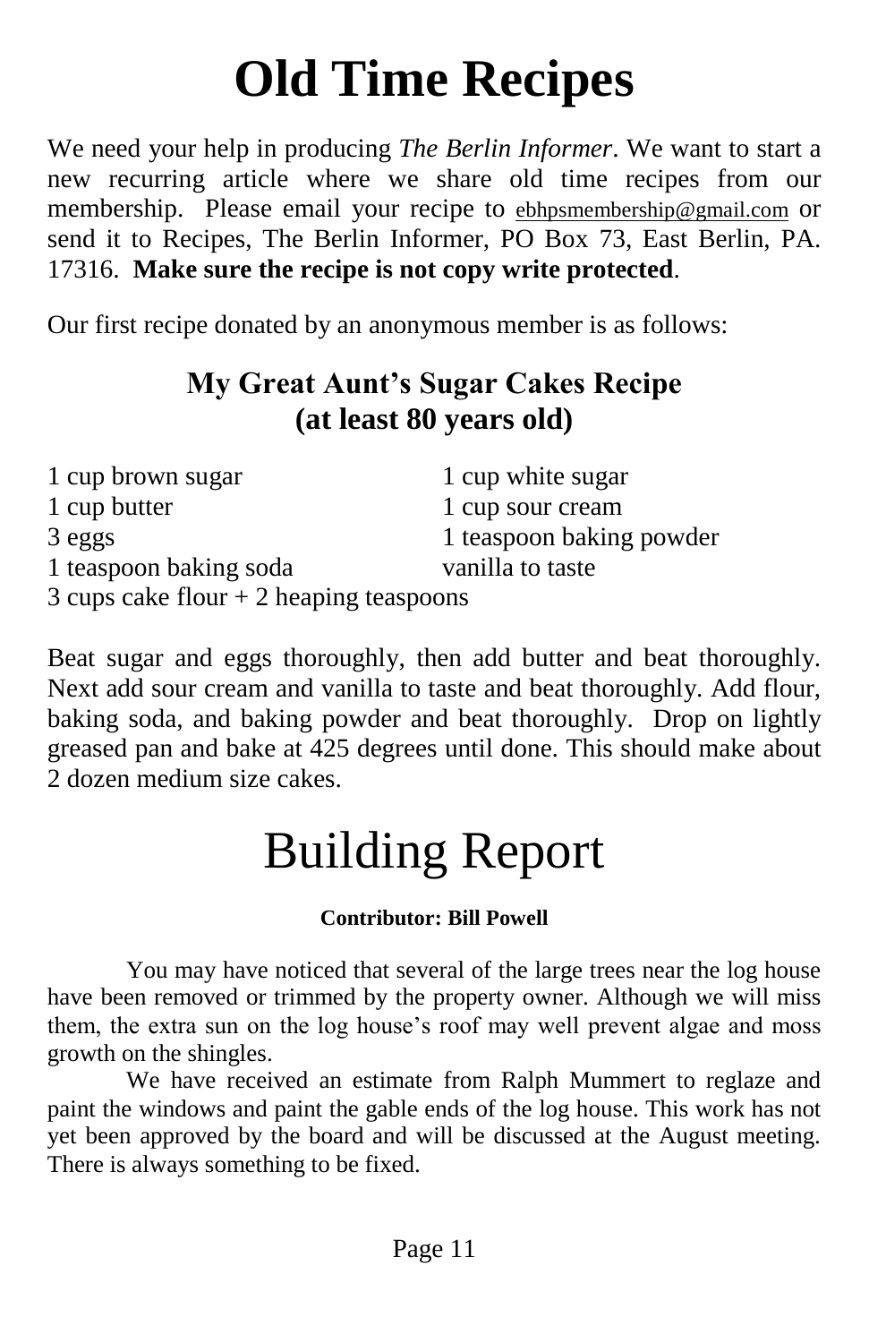# Old Time Recipes

We need your help in producing *The Berlin Informer*. We want to start a new recurring article where we share old time recipes from our membership. Please email your recipe to ebhpsmembership@gmail.com or send it to Recipes, The Berlin Informer, PO Box 73, East Berlin, PA. 17316. **Make sure the recipe is not copy write protected**.

Our first recipe donated by an anonymous member is as follows:

## My Great Aunt's Sugar Cakes Recipe (at least 80 years old)

- 1 cup brown sugar
- 1 cup white sugar
- 1 cup butter
- 1 cup sour cream
- 3 eggs
- 1 teaspoon baking powder
- 1 teaspoon baking soda
- vanilla to taste
- 3 cups cake flour + 2 heaping teaspoons

Beat sugar and eggs thoroughly, then add butter and beat thoroughly. Next add sour cream and vanilla to taste and beat thoroughly. Add flour, baking soda, and baking powder and beat thoroughly. Drop on lightly greased pan and bake at 425 degrees until done. This should make about 2 dozen medium size cakes.

# Building Report

**Contributor: Bill Powell**

You may have noticed that several of the large trees near the log house have been removed or trimmed by the property owner. Although we will miss them, the extra sun on the log house's roof may well prevent algae and moss growth on the shingles.

We have received an estimate from Ralph Mummert to reglaze and paint the windows and paint the gable ends of the log house. This work has not yet been approved by the board and will be discussed at the August meeting. There is always something to be fixed.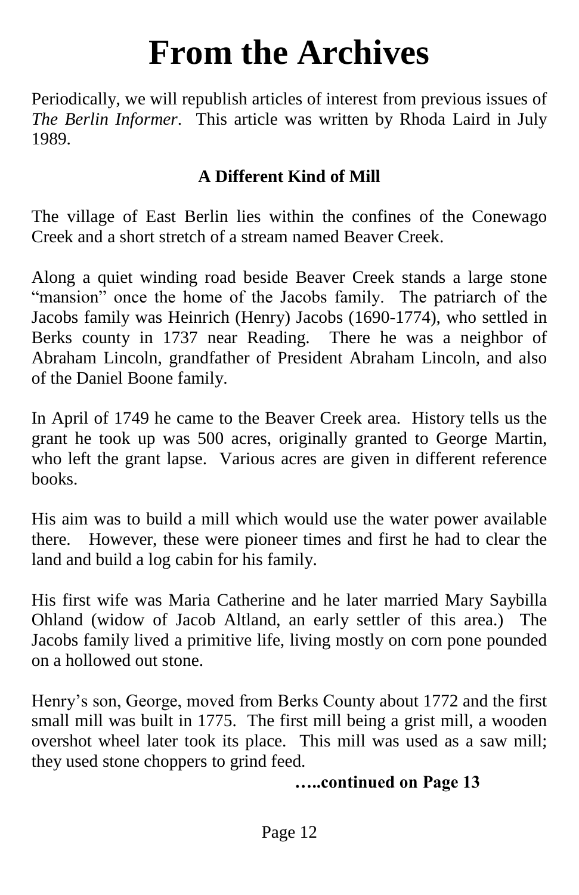# From the Archives

Periodically, we will republish articles of interest from previous issues of *The Berlin Informer*. This article was written by Rhoda Laird in July 1989.

### A Different Kind of Mill

The village of East Berlin lies within the confines of the Conewago Creek and a short stretch of a stream named Beaver Creek.

Along a quiet winding road beside Beaver Creek stands a large stone "mansion" once the home of the Jacobs family. The patriarch of the Jacobs family was Heinrich (Henry) Jacobs (1690-1774), who settled in Berks county in 1737 near Reading. There he was a neighbor of Abraham Lincoln, grandfather of President Abraham Lincoln, and also of the Daniel Boone family.

In April of 1749 he came to the Beaver Creek area. History tells us the grant he took up was 500 acres, originally granted to George Martin, who left the grant lapse. Various acres are given in different reference books.

His aim was to build a mill which would use the water power available there. However, these were pioneer times and first he had to clear the land and build a log cabin for his family.

His first wife was Maria Catherine and he later married Mary Saybilla Ohland (widow of Jacob Altland, an early settler of this area.) The Jacobs family lived a primitive life, living mostly on corn pone pounded on a hollowed out stone.

Henry's son, George, moved from Berks County about 1772 and the first small mill was built in 1775. The first mill being a grist mill, a wooden overshot wheel later took its place. This mill was used as a saw mill; they used stone choppers to grind feed.

**…..continued on Page 13**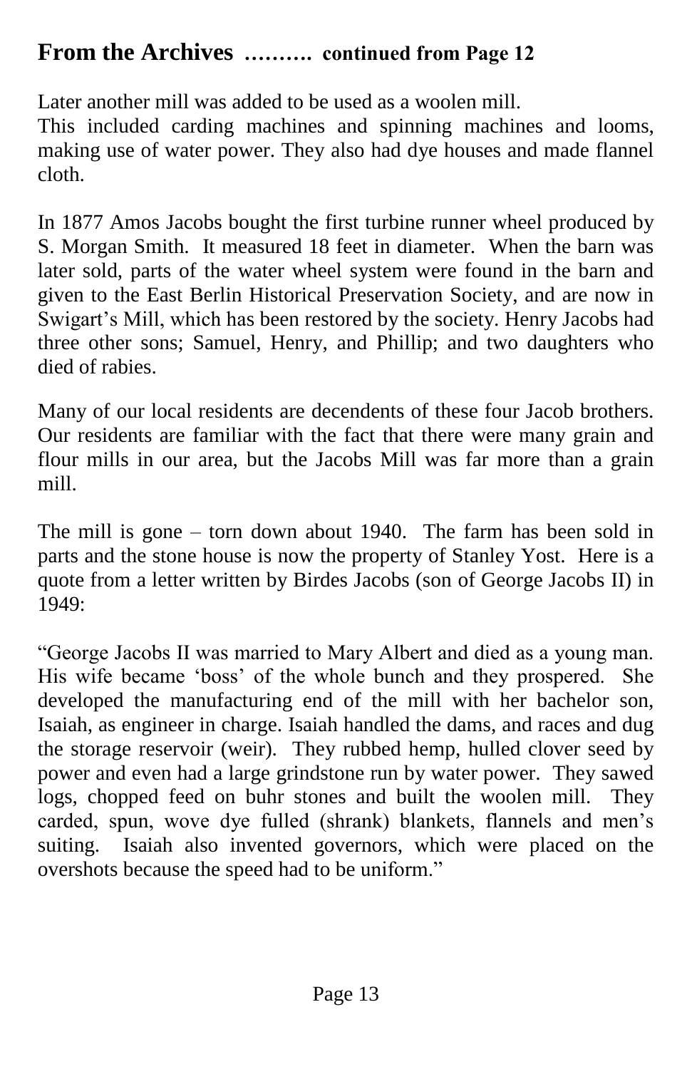## From the Archives ………. **continued from Page 12**

Later another mill was added to be used as a woolen mill.
This included carding machines and spinning machines and looms, making use of water power. They also had dye houses and made flannel cloth.

In 1877 Amos Jacobs bought the first turbine runner wheel produced by S. Morgan Smith. It measured 18 feet in diameter. When the barn was later sold, parts of the water wheel system were found in the barn and given to the East Berlin Historical Preservation Society, and are now in Swigart's Mill, which has been restored by the society. Henry Jacobs had three other sons; Samuel, Henry, and Phillip; and two daughters who died of rabies.

Many of our local residents are decendents of these four Jacob brothers. Our residents are familiar with the fact that there were many grain and flour mills in our area, but the Jacobs Mill was far more than a grain mill.

The mill is gone – torn down about 1940. The farm has been sold in parts and the stone house is now the property of Stanley Yost. Here is a quote from a letter written by Birdes Jacobs (son of George Jacobs II) in 1949:

"George Jacobs II was married to Mary Albert and died as a young man. His wife became 'boss' of the whole bunch and they prospered. She developed the manufacturing end of the mill with her bachelor son, Isaiah, as engineer in charge. Isaiah handled the dams, and races and dug the storage reservoir (weir). They rubbed hemp, hulled clover seed by power and even had a large grindstone run by water power. They sawed logs, chopped feed on buhr stones and built the woolen mill. They carded, spun, wove dye fulled (shrank) blankets, flannels and men's suiting. Isaiah also invented governors, which were placed on the overshots because the speed had to be uniform."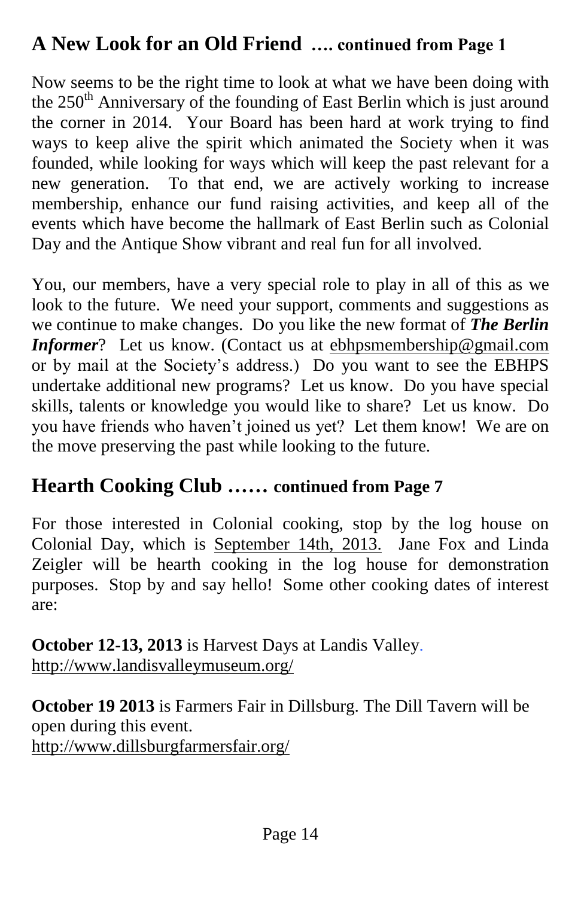## A New Look for an Old Friend …. continued from Page 1

Now seems to be the right time to look at what we have been doing with the 250$^{th}$ Anniversary of the founding of East Berlin which is just around the corner in 2014. Your Board has been hard at work trying to find ways to keep alive the spirit which animated the Society when it was founded, while looking for ways which will keep the past relevant for a new generation. To that end, we are actively working to increase membership, enhance our fund raising activities, and keep all of the events which have become the hallmark of East Berlin such as Colonial Day and the Antique Show vibrant and real fun for all involved.

You, our members, have a very special role to play in all of this as we look to the future. We need your support, comments and suggestions as we continue to make changes. Do you like the new format of ***The Berlin Informer***? Let us know. (Contact us at ebhpsmembership@gmail.com or by mail at the Society's address.) Do you want to see the EBHPS undertake additional new programs? Let us know. Do you have special skills, talents or knowledge you would like to share? Let us know. Do you have friends who haven't joined us yet? Let them know! We are on the move preserving the past while looking to the future.

## Hearth Cooking Club …… continued from Page 7

For those interested in Colonial cooking, stop by the log house on Colonial Day, which is September 14th, 2013. Jane Fox and Linda Zeigler will be hearth cooking in the log house for demonstration purposes. Stop by and say hello! Some other cooking dates of interest are:

**October 12-13, 2013** is Harvest Days at Landis Valley.
http://www.landisvalleymuseum.org/

**October 19 2013** is Farmers Fair in Dillsburg. The Dill Tavern will be open during this event.
http://www.dillsburgfarmersfair.org/